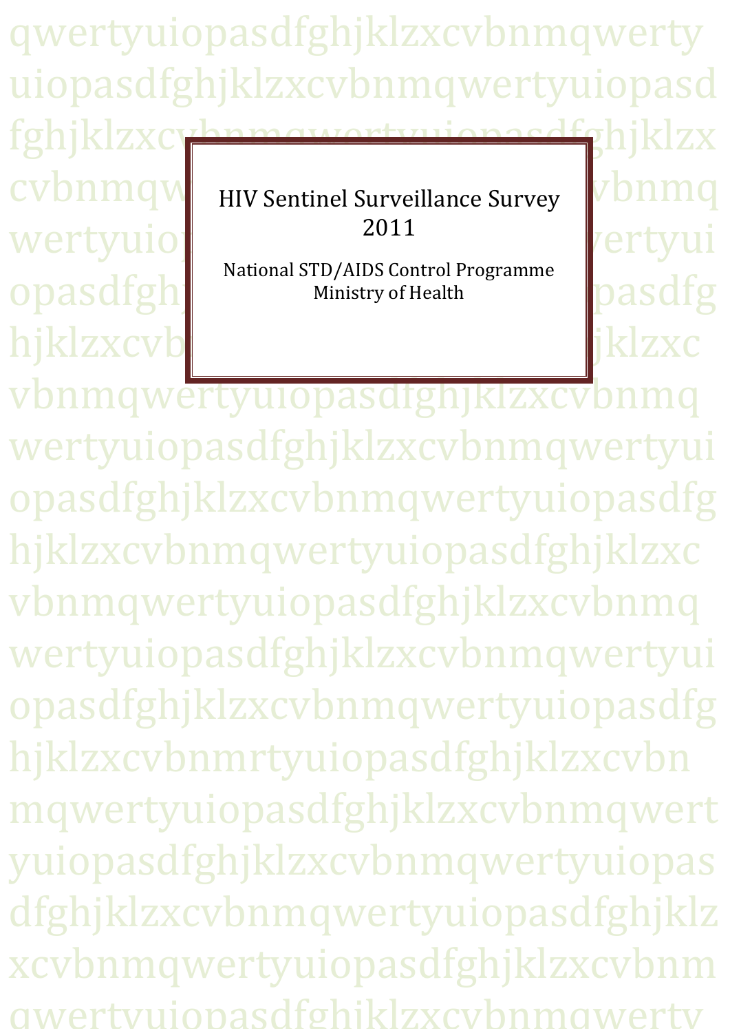# HIV Sentinel Surveillance Survey 2011

National STD/AIDS Control Programme
Ministry of Health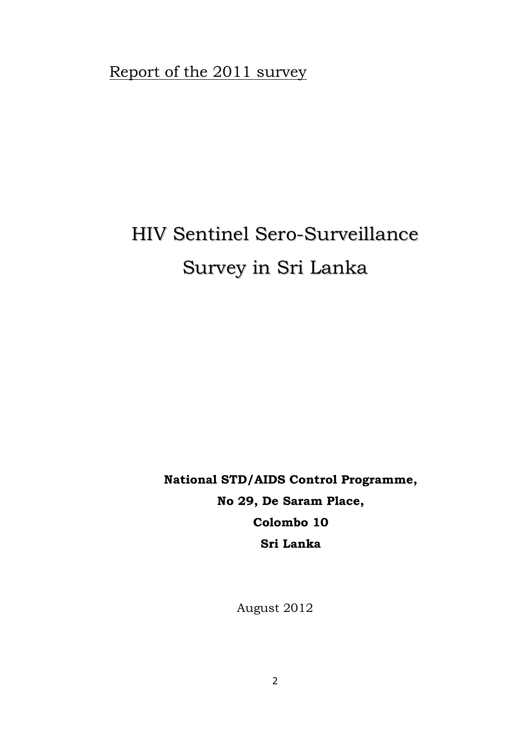Report of the 2011 survey

# HIV Sentinel Sero-Surveillance Survey in Sri Lanka

**National STD/AIDS Control Programme,**
**No 29, De Saram Place,**
**Colombo 10**
**Sri Lanka**

August 2012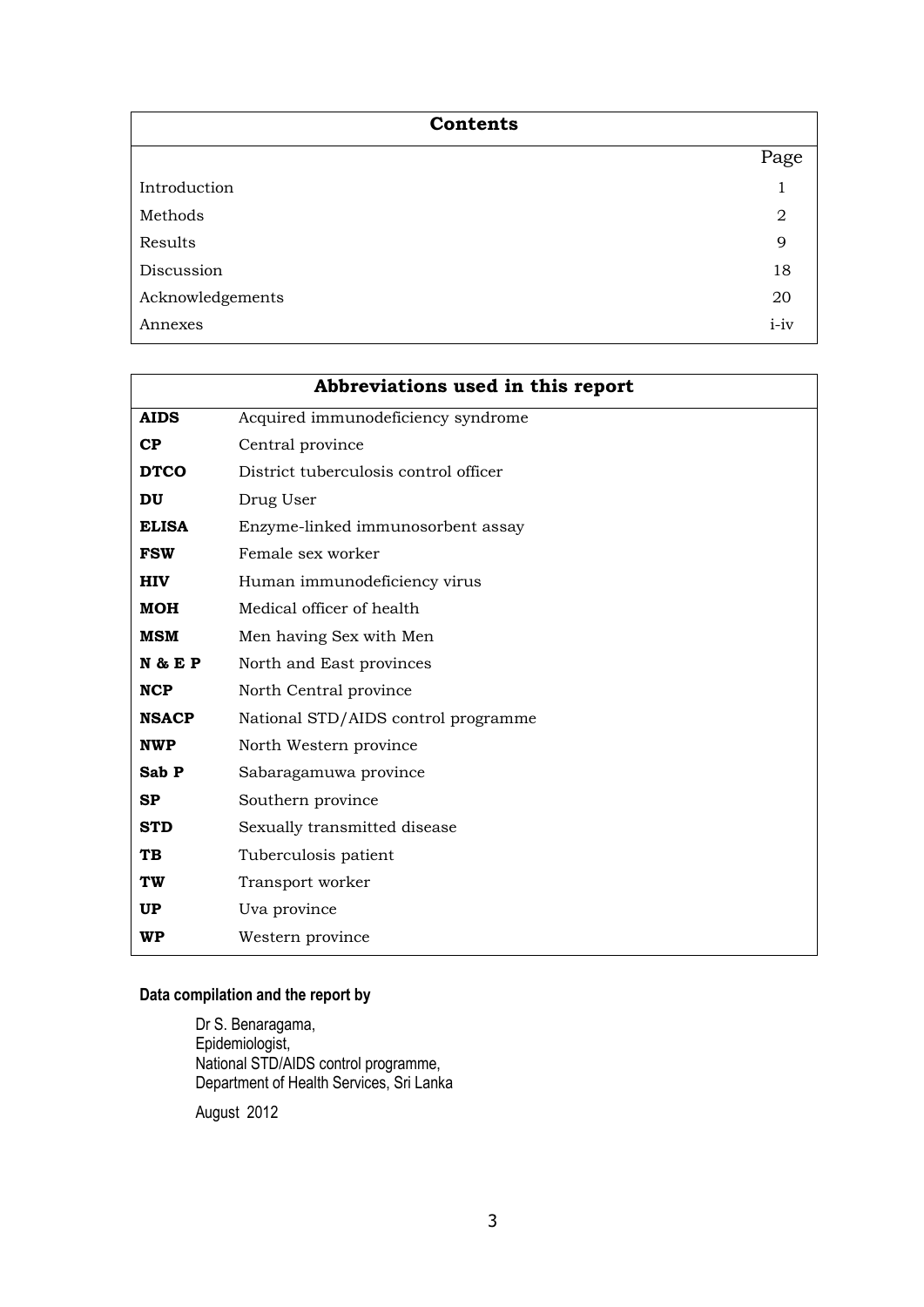| Contents | |
|---|---|
| | Page |
| Introduction | 1 |
| Methods | 2 |
| Results | 9 |
| Discussion | 18 |
| Acknowledgements | 20 |
| Annexes | i-iv |

| Abbreviations used in this report | |
|---|---|
| **AIDS** | Acquired immunodeficiency syndrome |
| **CP** | Central province |
| **DTCO** | District tuberculosis control officer |
| **DU** | Drug User |
| **ELISA** | Enzyme-linked immunosorbent assay |
| **FSW** | Female sex worker |
| **HIV** | Human immunodeficiency virus |
| **MOH** | Medical officer of health |
| **MSM** | Men having Sex with Men |
| **N & E P** | North and East provinces |
| **NCP** | North Central province |
| **NSACP** | National STD/AIDS control programme |
| **NWP** | North Western province |
| **Sab P** | Sabaragamuwa province |
| **SP** | Southern province |
| **STD** | Sexually transmitted disease |
| **TB** | Tuberculosis patient |
| **TW** | Transport worker |
| **UP** | Uva province |
| **WP** | Western province |

**Data compilation and the report by**

Dr S. Benaragama,
Epidemiologist,
National STD/AIDS control programme,
Department of Health Services, Sri Lanka

August 2012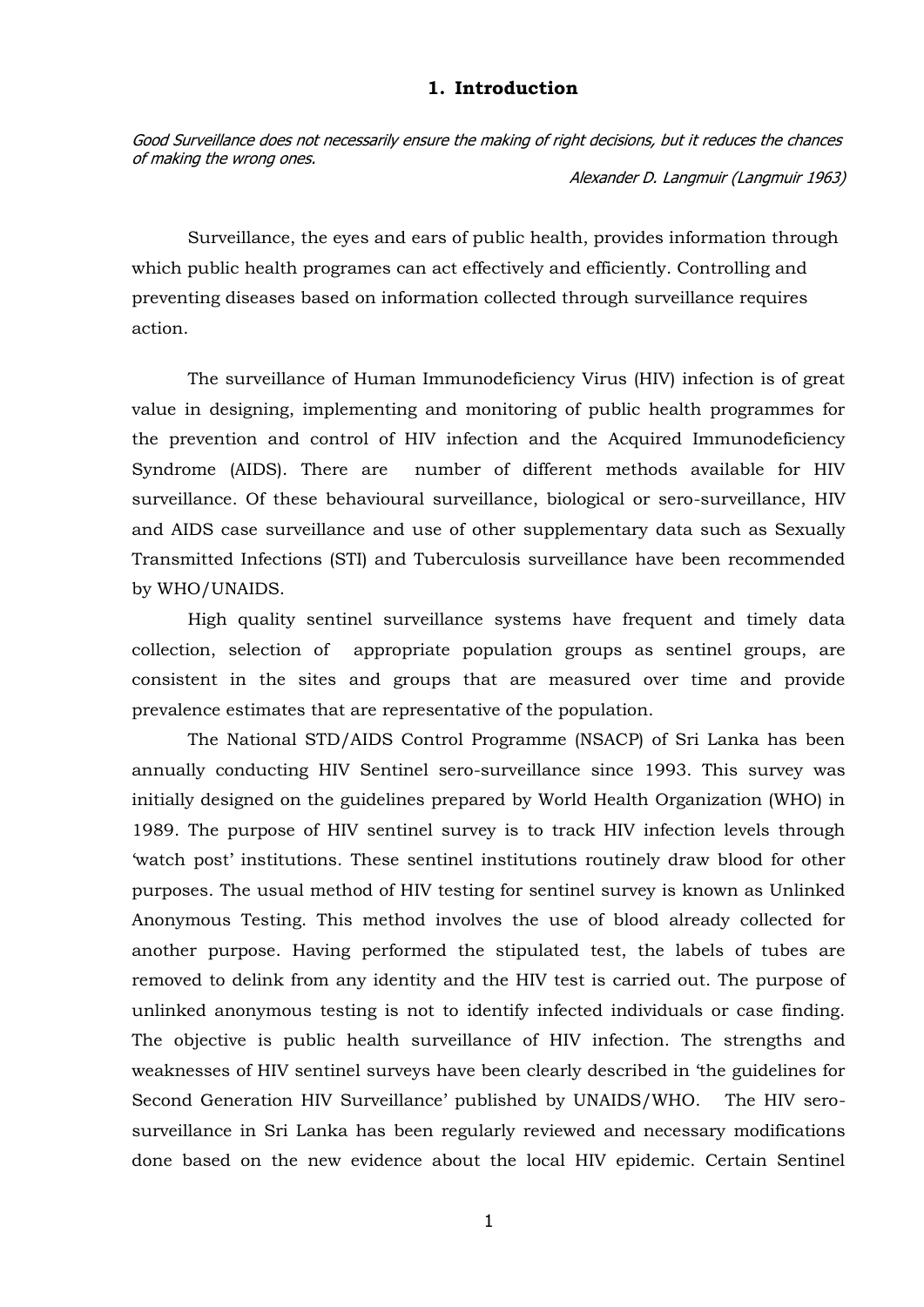# 1. Introduction

*Good Surveillance does not necessarily ensure the making of right decisions, but it reduces the chances of making the wrong ones.*

*Alexander D. Langmuir (Langmuir 1963)*

Surveillance, the eyes and ears of public health, provides information through which public health programes can act effectively and efficiently. Controlling and preventing diseases based on information collected through surveillance requires action.

The surveillance of Human Immunodeficiency Virus (HIV) infection is of great value in designing, implementing and monitoring of public health programmes for the prevention and control of HIV infection and the Acquired Immunodeficiency Syndrome (AIDS). There are number of different methods available for HIV surveillance. Of these behavioural surveillance, biological or sero-surveillance, HIV and AIDS case surveillance and use of other supplementary data such as Sexually Transmitted Infections (STI) and Tuberculosis surveillance have been recommended by WHO/UNAIDS.

High quality sentinel surveillance systems have frequent and timely data collection, selection of appropriate population groups as sentinel groups, are consistent in the sites and groups that are measured over time and provide prevalence estimates that are representative of the population.

The National STD/AIDS Control Programme (NSACP) of Sri Lanka has been annually conducting HIV Sentinel sero-surveillance since 1993. This survey was initially designed on the guidelines prepared by World Health Organization (WHO) in 1989. The purpose of HIV sentinel survey is to track HIV infection levels through 'watch post' institutions. These sentinel institutions routinely draw blood for other purposes. The usual method of HIV testing for sentinel survey is known as Unlinked Anonymous Testing. This method involves the use of blood already collected for another purpose. Having performed the stipulated test, the labels of tubes are removed to delink from any identity and the HIV test is carried out. The purpose of unlinked anonymous testing is not to identify infected individuals or case finding. The objective is public health surveillance of HIV infection. The strengths and weaknesses of HIV sentinel surveys have been clearly described in 'the guidelines for Second Generation HIV Surveillance' published by UNAIDS/WHO. The HIV sero-surveillance in Sri Lanka has been regularly reviewed and necessary modifications done based on the new evidence about the local HIV epidemic. Certain Sentinel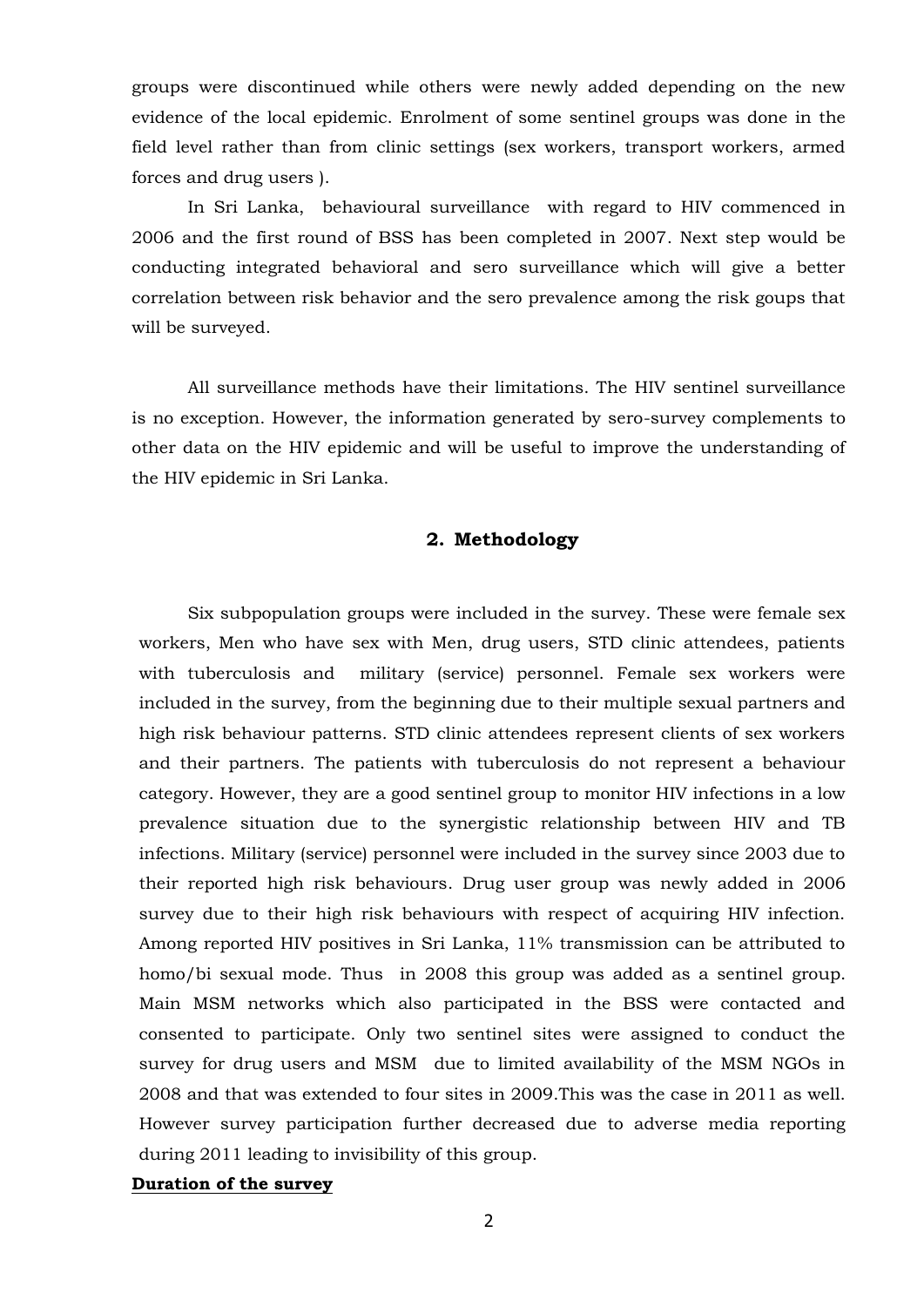groups were discontinued while others were newly added depending on the new evidence of the local epidemic. Enrolment of some sentinel groups was done in the field level rather than from clinic settings (sex workers, transport workers, armed forces and drug users ).

In Sri Lanka, behavioural surveillance with regard to HIV commenced in 2006 and the first round of BSS has been completed in 2007. Next step would be conducting integrated behavioral and sero surveillance which will give a better correlation between risk behavior and the sero prevalence among the risk goups that will be surveyed.

All surveillance methods have their limitations. The HIV sentinel surveillance is no exception. However, the information generated by sero-survey complements to other data on the HIV epidemic and will be useful to improve the understanding of the HIV epidemic in Sri Lanka.

## 2. Methodology

Six subpopulation groups were included in the survey. These were female sex workers, Men who have sex with Men, drug users, STD clinic attendees, patients with tuberculosis and military (service) personnel. Female sex workers were included in the survey, from the beginning due to their multiple sexual partners and high risk behaviour patterns. STD clinic attendees represent clients of sex workers and their partners. The patients with tuberculosis do not represent a behaviour category. However, they are a good sentinel group to monitor HIV infections in a low prevalence situation due to the synergistic relationship between HIV and TB infections. Military (service) personnel were included in the survey since 2003 due to their reported high risk behaviours. Drug user group was newly added in 2006 survey due to their high risk behaviours with respect of acquiring HIV infection. Among reported HIV positives in Sri Lanka, 11% transmission can be attributed to homo/bi sexual mode. Thus in 2008 this group was added as a sentinel group. Main MSM networks which also participated in the BSS were contacted and consented to participate. Only two sentinel sites were assigned to conduct the survey for drug users and MSM due to limited availability of the MSM NGOs in 2008 and that was extended to four sites in 2009.This was the case in 2011 as well. However survey participation further decreased due to adverse media reporting during 2011 leading to invisibility of this group.

**Duration of the survey**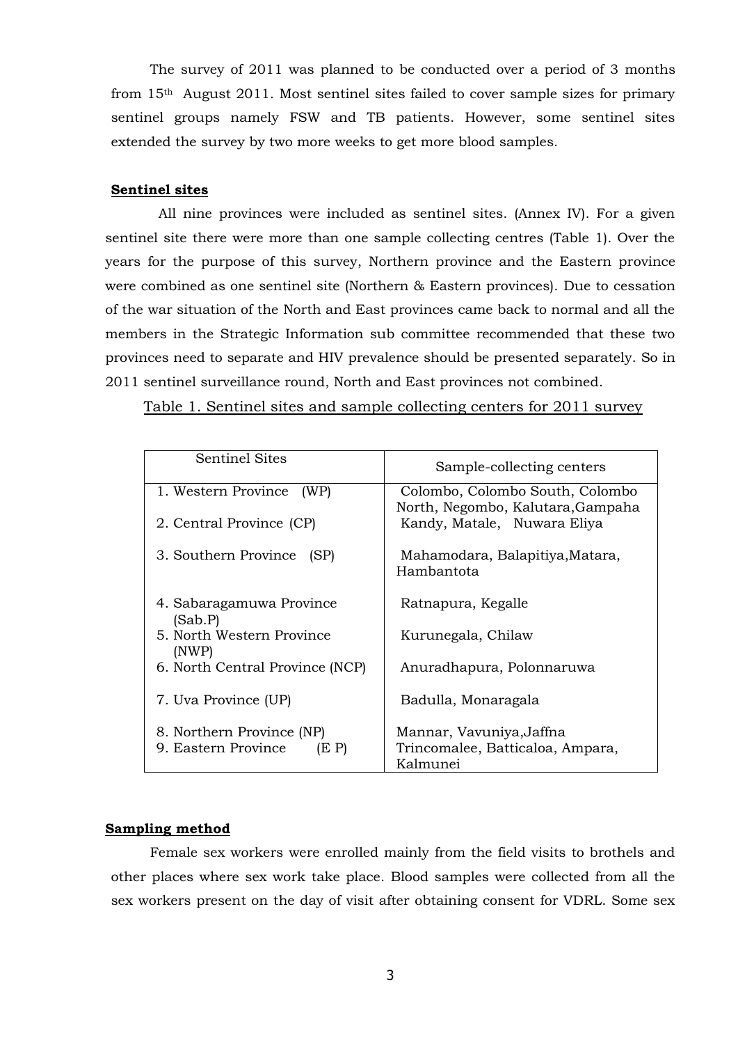The survey of 2011 was planned to be conducted over a period of 3 months from 15th August 2011. Most sentinel sites failed to cover sample sizes for primary sentinel groups namely FSW and TB patients. However, some sentinel sites extended the survey by two more weeks to get more blood samples.

**Sentinel sites**

All nine provinces were included as sentinel sites. (Annex IV). For a given sentinel site there were more than one sample collecting centres (Table 1). Over the years for the purpose of this survey, Northern province and the Eastern province were combined as one sentinel site (Northern & Eastern provinces). Due to cessation of the war situation of the North and East provinces came back to normal and all the members in the Strategic Information sub committee recommended that these two provinces need to separate and HIV prevalence should be presented separately. So in 2011 sentinel surveillance round, North and East provinces not combined.

Table 1. Sentinel sites and sample collecting centers for 2011 survey

| Sentinel Sites | Sample-collecting centers |
|---|---|
| 1. Western Province (WP) | Colombo, Colombo South, Colombo North, Negombo, Kalutara,Gampaha |
| 2. Central Province (CP) | Kandy, Matale, Nuwara Eliya |
| 3. Southern Province (SP) | Mahamodara, Balapitiya,Matara, Hambantota |
| 4. Sabaragamuwa Province (Sab.P) | Ratnapura, Kegalle |
| 5. North Western Province (NWP) | Kurunegala, Chilaw |
| 6. North Central Province (NCP) | Anuradhapura, Polonnaruwa |
| 7. Uva Province (UP) | Badulla, Monaragala |
| 8. Northern Province (NP) | Mannar, Vavuniya,Jaffna |
| 9. Eastern Province (E P) | Trincomalee, Batticaloa, Ampara, Kalmunei |

**Sampling method**

Female sex workers were enrolled mainly from the field visits to brothels and other places where sex work take place. Blood samples were collected from all the sex workers present on the day of visit after obtaining consent for VDRL. Some sex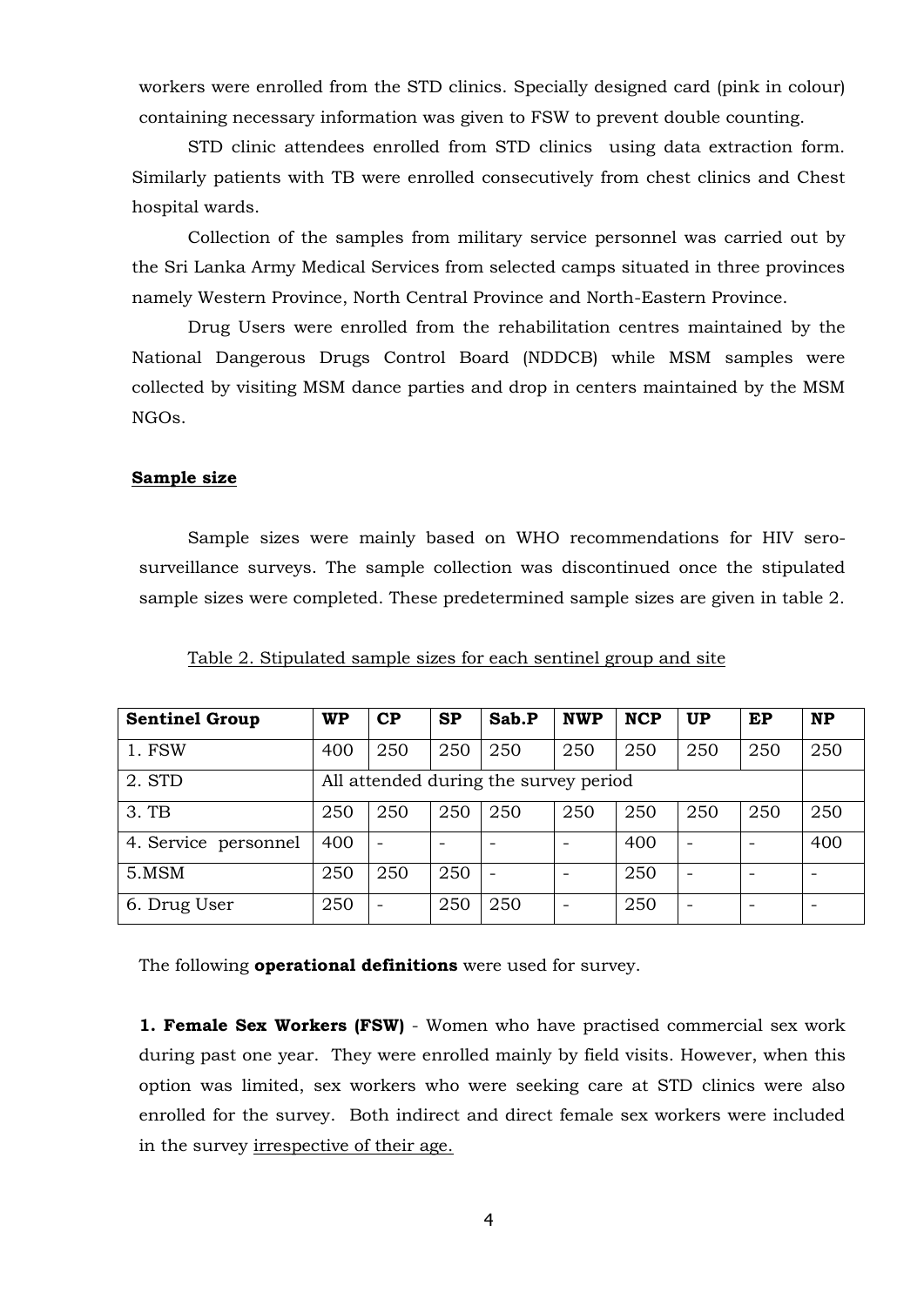workers were enrolled from the STD clinics. Specially designed card (pink in colour) containing necessary information was given to FSW to prevent double counting.

STD clinic attendees enrolled from STD clinics using data extraction form. Similarly patients with TB were enrolled consecutively from chest clinics and Chest hospital wards.

Collection of the samples from military service personnel was carried out by the Sri Lanka Army Medical Services from selected camps situated in three provinces namely Western Province, North Central Province and North-Eastern Province.

Drug Users were enrolled from the rehabilitation centres maintained by the National Dangerous Drugs Control Board (NDDCB) while MSM samples were collected by visiting MSM dance parties and drop in centers maintained by the MSM NGOs.

**Sample size**

Sample sizes were mainly based on WHO recommendations for HIV sero-surveillance surveys. The sample collection was discontinued once the stipulated sample sizes were completed. These predetermined sample sizes are given in table 2.

Table 2. Stipulated sample sizes for each sentinel group and site

| Sentinel Group | WP | CP | SP | Sab.P | NWP | NCP | UP | EP | NP |
|---|---|---|---|---|---|---|---|---|---|
| 1. FSW | 400 | 250 | 250 | 250 | 250 | 250 | 250 | 250 | 250 |
| 2. STD | All attended during the survey period | | | | | | | | |
| 3. TB | 250 | 250 | 250 | 250 | 250 | 250 | 250 | 250 | 250 |
| 4. Service personnel | 400 | - | - | - | - | 400 | - | - | 400 |
| 5.MSM | 250 | 250 | 250 | - | - | 250 | - | - | - |
| 6. Drug User | 250 | - | 250 | 250 | - | 250 | - | - | - |

The following **operational definitions** were used for survey.

**1. Female Sex Workers (FSW)** - Women who have practised commercial sex work during past one year. They were enrolled mainly by field visits. However, when this option was limited, sex workers who were seeking care at STD clinics were also enrolled for the survey. Both indirect and direct female sex workers were included in the survey irrespective of their age.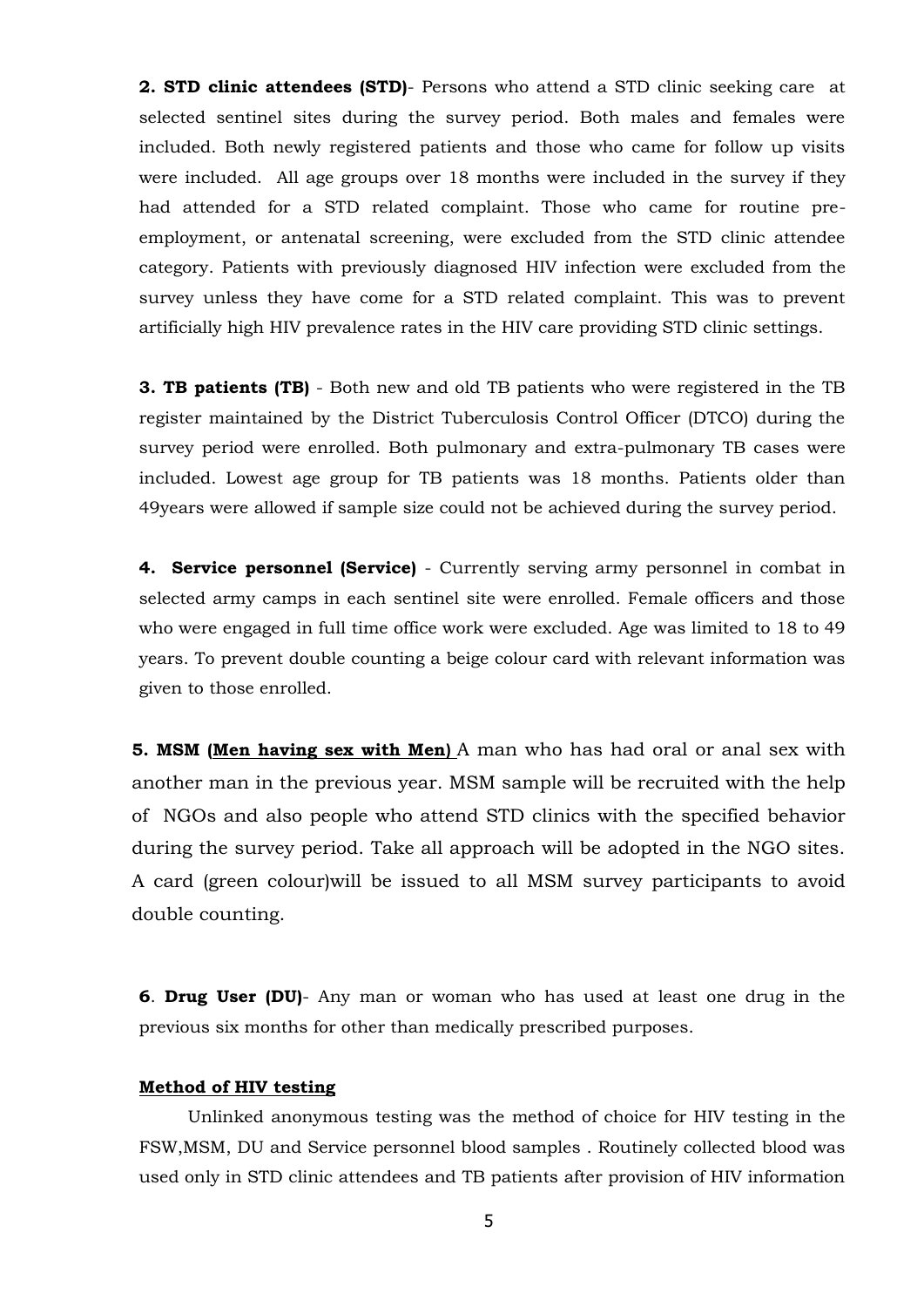**2. STD clinic attendees (STD)**- Persons who attend a STD clinic seeking care at selected sentinel sites during the survey period. Both males and females were included. Both newly registered patients and those who came for follow up visits were included. All age groups over 18 months were included in the survey if they had attended for a STD related complaint. Those who came for routine pre-employment, or antenatal screening, were excluded from the STD clinic attendee category. Patients with previously diagnosed HIV infection were excluded from the survey unless they have come for a STD related complaint. This was to prevent artificially high HIV prevalence rates in the HIV care providing STD clinic settings.

**3. TB patients (TB)** - Both new and old TB patients who were registered in the TB register maintained by the District Tuberculosis Control Officer (DTCO) during the survey period were enrolled. Both pulmonary and extra-pulmonary TB cases were included. Lowest age group for TB patients was 18 months. Patients older than 49years were allowed if sample size could not be achieved during the survey period.

**4. Service personnel (Service)** - Currently serving army personnel in combat in selected army camps in each sentinel site were enrolled. Female officers and those who were engaged in full time office work were excluded. Age was limited to 18 to 49 years. To prevent double counting a beige colour card with relevant information was given to those enrolled.

**5. MSM (Men having sex with Men)** A man who has had oral or anal sex with another man in the previous year. MSM sample will be recruited with the help of NGOs and also people who attend STD clinics with the specified behavior during the survey period. Take all approach will be adopted in the NGO sites. A card (green colour)will be issued to all MSM survey participants to avoid double counting.

**6**. **Drug User (DU)**- Any man or woman who has used at least one drug in the previous six months for other than medically prescribed purposes.

**Method of HIV testing**

Unlinked anonymous testing was the method of choice for HIV testing in the FSW,MSM, DU and Service personnel blood samples . Routinely collected blood was used only in STD clinic attendees and TB patients after provision of HIV information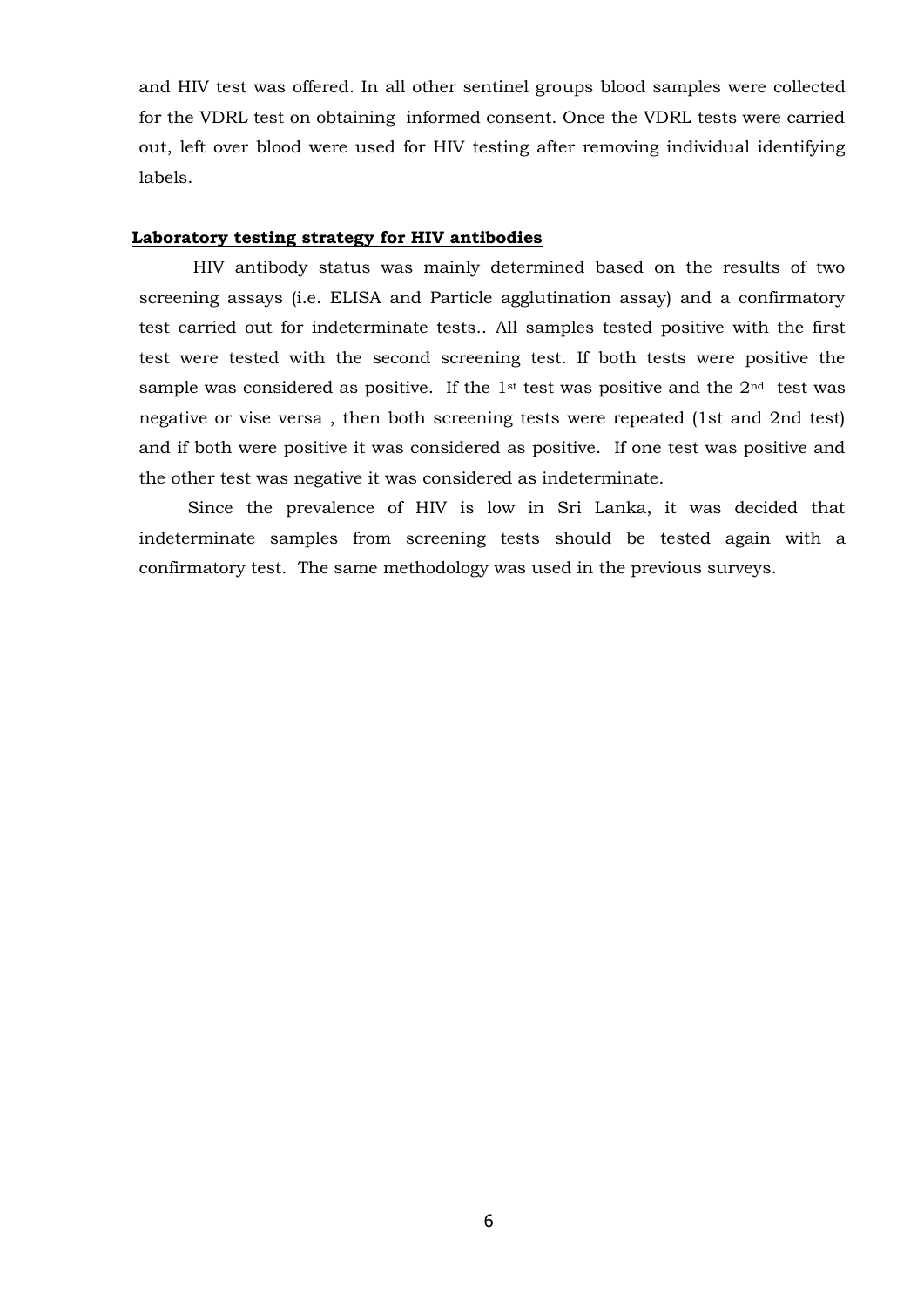and HIV test was offered. In all other sentinel groups blood samples were collected for the VDRL test on obtaining informed consent. Once the VDRL tests were carried out, left over blood were used for HIV testing after removing individual identifying labels.

**Laboratory testing strategy for HIV antibodies**

HIV antibody status was mainly determined based on the results of two screening assays (i.e. ELISA and Particle agglutination assay) and a confirmatory test carried out for indeterminate tests.. All samples tested positive with the first test were tested with the second screening test. If both tests were positive the sample was considered as positive. If the 1st test was positive and the 2nd test was negative or vise versa , then both screening tests were repeated (1st and 2nd test) and if both were positive it was considered as positive. If one test was positive and the other test was negative it was considered as indeterminate.

Since the prevalence of HIV is low in Sri Lanka, it was decided that indeterminate samples from screening tests should be tested again with a confirmatory test. The same methodology was used in the previous surveys.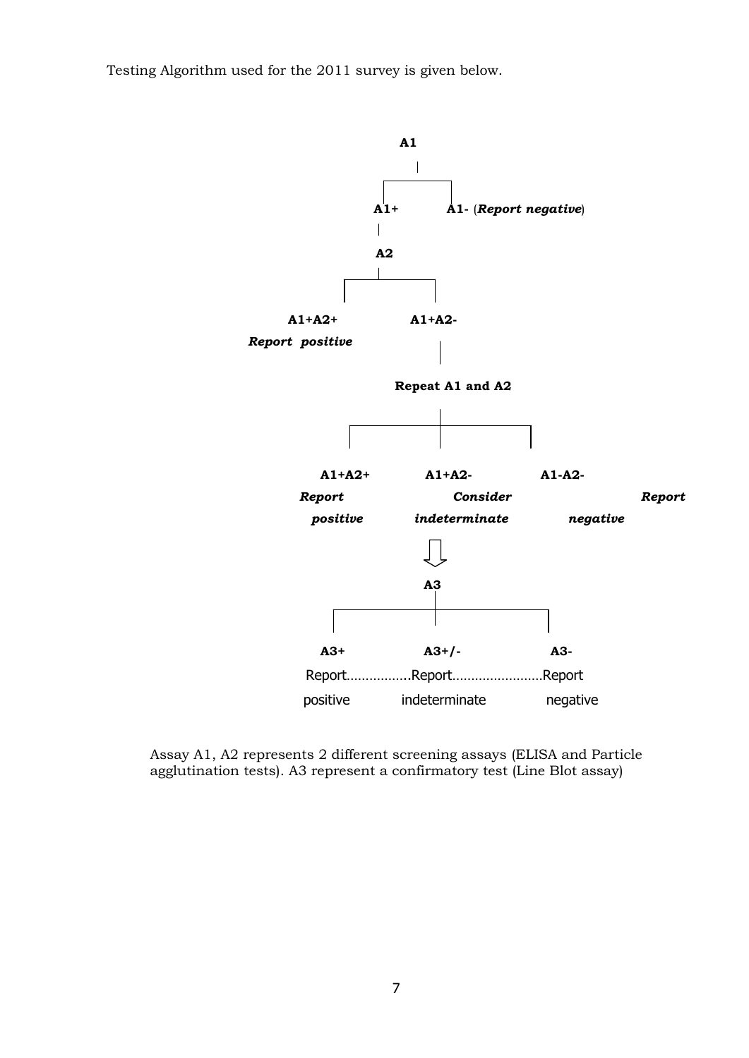Testing Algorithm used for the 2011 survey is given below.

**A1**

**A1+** — **A1-** (***Report negative***)

**A2** (following A1+)

**A1+A2+** — ***Report positive***

**A1+A2-** → **Repeat A1 and A2**

**A1+A2+** — ***Report positive***

**A1+A2-** — ***Consider indeterminate*** → **A3**

**A1-A2-** — ***Report negative***

**A3**

**A3+** — Report positive

**A3+/-** — Report indeterminate

**A3-** — Report negative

Assay A1, A2 represents 2 different screening assays (ELISA and Particle agglutination tests). A3 represent a confirmatory test (Line Blot assay)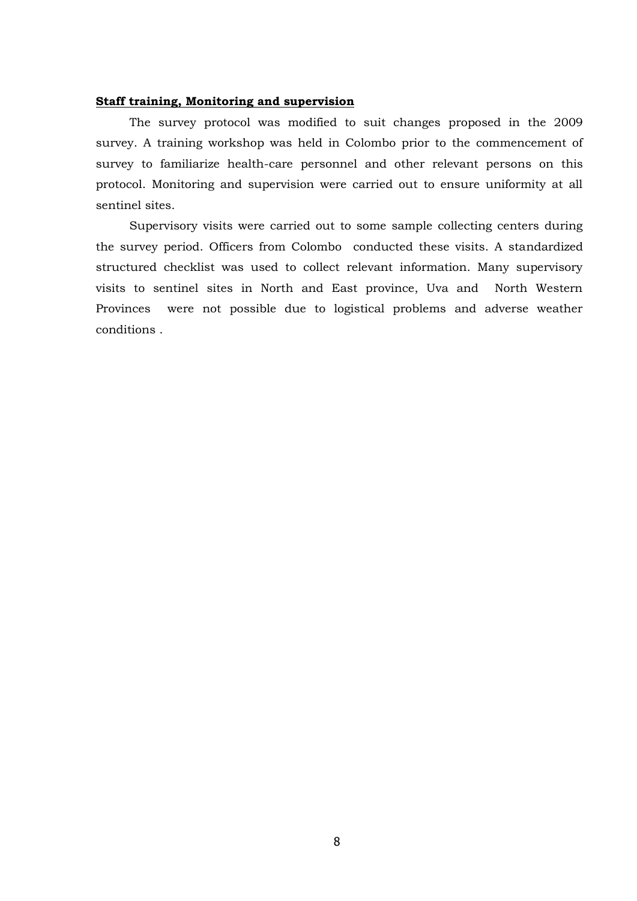**Staff training, Monitoring and supervision**

The survey protocol was modified to suit changes proposed in the 2009 survey. A training workshop was held in Colombo prior to the commencement of survey to familiarize health-care personnel and other relevant persons on this protocol. Monitoring and supervision were carried out to ensure uniformity at all sentinel sites.

Supervisory visits were carried out to some sample collecting centers during the survey period. Officers from Colombo conducted these visits. A standardized structured checklist was used to collect relevant information. Many supervisory visits to sentinel sites in North and East province, Uva and North Western Provinces were not possible due to logistical problems and adverse weather conditions .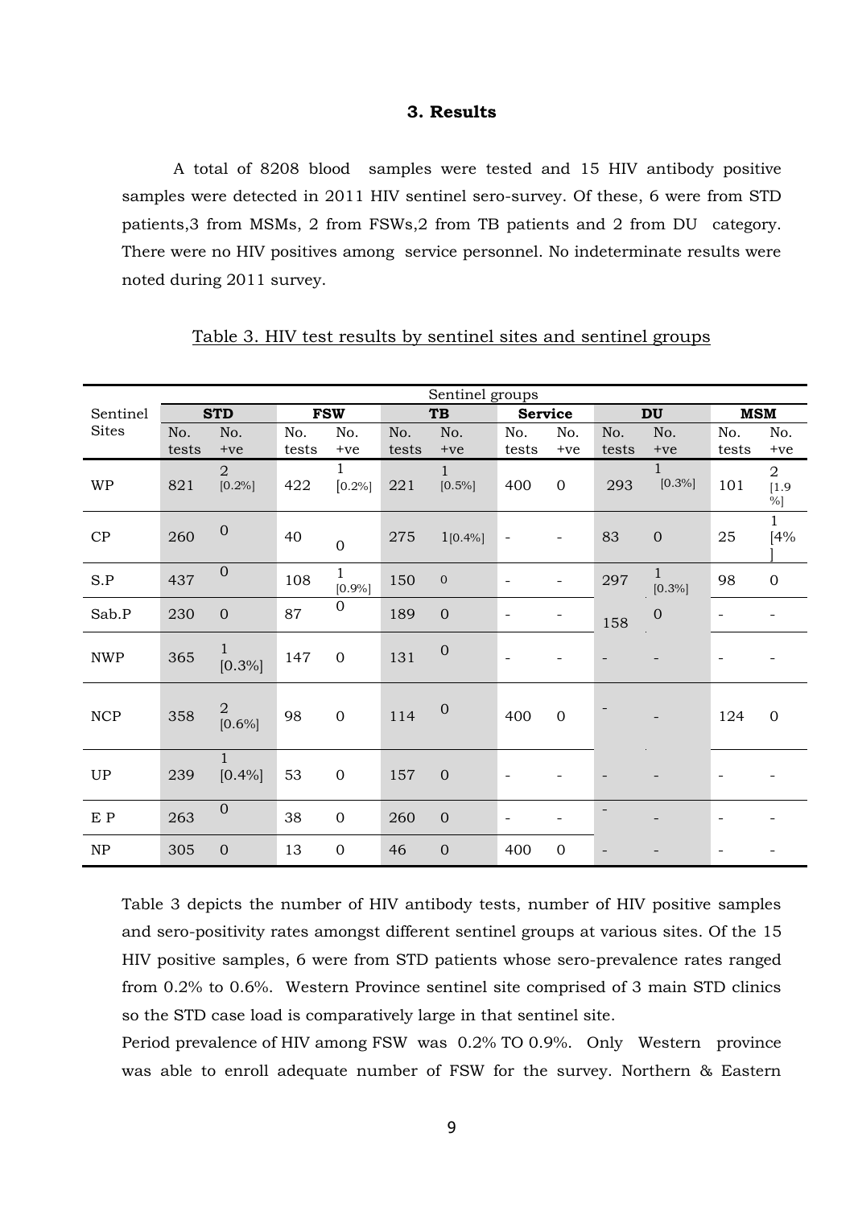## 3. Results

A total of 8208 blood samples were tested and 15 HIV antibody positive samples were detected in 2011 HIV sentinel sero-survey. Of these, 6 were from STD patients,3 from MSMs, 2 from FSWs,2 from TB patients and 2 from DU category. There were no HIV positives among service personnel. No indeterminate results were noted during 2011 survey.

Table 3. HIV test results by sentinel sites and sentinel groups

| Sentinel Sites | Sentinel groups | | | | | | | | | | | |
|---|---|---|---|---|---|---|---|---|---|---|---|---|
| | STD | | FSW | | TB | | Service | | DU | | MSM | |
| | No. tests | No. +ve | No. tests | No. +ve | No. tests | No. +ve | No. tests | No. +ve | No. tests | No. +ve | No. tests | No. +ve |
| WP | 821 | 2 [0.2%] | 422 | 1 [0.2%] | 221 | 1 [0.5%] | 400 | 0 | 293 | 1 [0.3%] | 101 | 2 [1.9 %] |
| CP | 260 | 0 | 40 | 0 | 275 | 1[0.4%] | - | - | 83 | 0 | 25 | 1 [4% ] |
| S.P | 437 | 0 | 108 | 1 [0.9%] | 150 | 0 | - | - | 297 | 1 [0.3%] | 98 | 0 |
| Sab.P | 230 | 0 | 87 | 0 | 189 | 0 | - | - | 158 | 0 | - | - |
| NWP | 365 | 1 [0.3%] | 147 | 0 | 131 | 0 | - | - | - | - | - | - |
| NCP | 358 | 2 [0.6%] | 98 | 0 | 114 | 0 | 400 | 0 | - | - | 124 | 0 |
| UP | 239 | 1 [0.4%] | 53 | 0 | 157 | 0 | - | - | - | - | - | - |
| E P | 263 | 0 | 38 | 0 | 260 | 0 | - | - | - | - | - | - |
| NP | 305 | 0 | 13 | 0 | 46 | 0 | 400 | 0 | - | - | - | - |

Table 3 depicts the number of HIV antibody tests, number of HIV positive samples and sero-positivity rates amongst different sentinel groups at various sites. Of the 15 HIV positive samples, 6 were from STD patients whose sero-prevalence rates ranged from 0.2% to 0.6%. Western Province sentinel site comprised of 3 main STD clinics so the STD case load is comparatively large in that sentinel site.

Period prevalence of HIV among FSW was 0.2% TO 0.9%. Only Western province was able to enroll adequate number of FSW for the survey. Northern & Eastern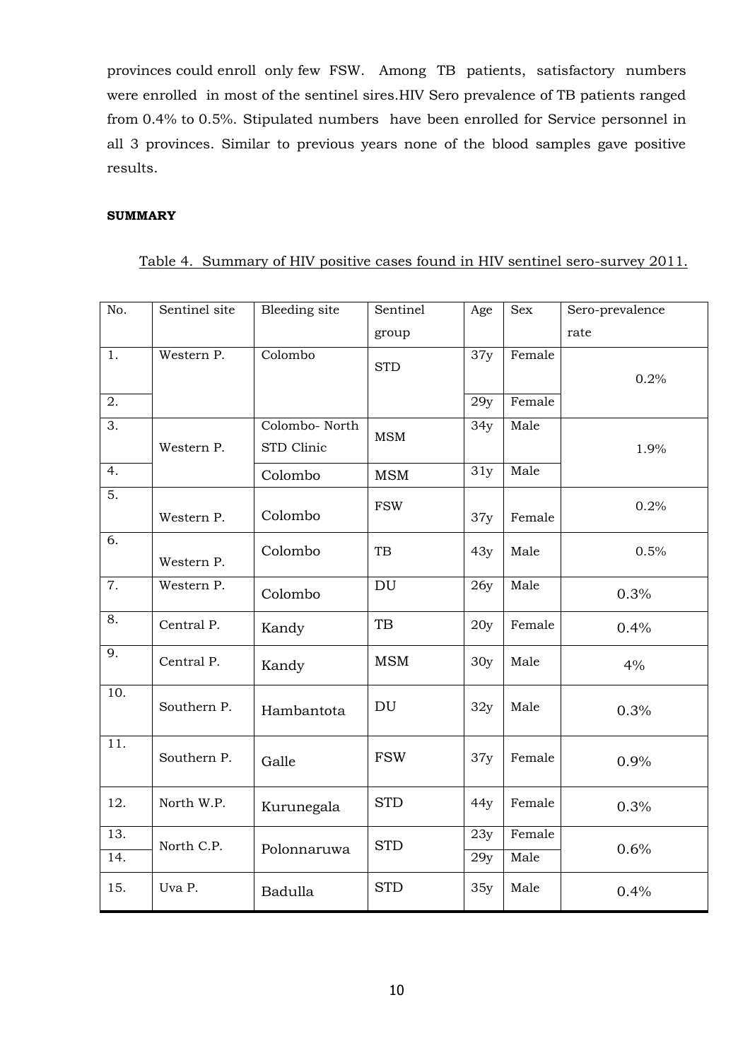provinces could enroll only few FSW. Among TB patients, satisfactory numbers were enrolled in most of the sentinel sires.HIV Sero prevalence of TB patients ranged from 0.4% to 0.5%. Stipulated numbers have been enrolled for Service personnel in all 3 provinces. Similar to previous years none of the blood samples gave positive results.

**SUMMARY**

Table 4. Summary of HIV positive cases found in HIV sentinel sero-survey 2011.

| No. | Sentinel site | Bleeding site | Sentinel group | Age | Sex | Sero-prevalence rate |
|---|---|---|---|---|---|---|
| 1. | Western P. | Colombo | STD | 37y | Female | 0.2% |
| 2. | | | | 29y | Female | |
| 3. | Western P. | Colombo- North STD Clinic | MSM | 34y | Male | 1.9% |
| 4. | | Colombo | MSM | 31y | Male | |
| 5. | Western P. | Colombo | FSW | 37y | Female | 0.2% |
| 6. | Western P. | Colombo | TB | 43y | Male | 0.5% |
| 7. | Western P. | Colombo | DU | 26y | Male | 0.3% |
| 8. | Central P. | Kandy | TB | 20y | Female | 0.4% |
| 9. | Central P. | Kandy | MSM | 30y | Male | 4% |
| 10. | Southern P. | Hambantota | DU | 32y | Male | 0.3% |
| 11. | Southern P. | Galle | FSW | 37y | Female | 0.9% |
| 12. | North W.P. | Kurunegala | STD | 44y | Female | 0.3% |
| 13. | North C.P. | Polonnaruwa | STD | 23y | Female | 0.6% |
| 14. | | | | 29y | Male | |
| 15. | Uva P. | Badulla | STD | 35y | Male | 0.4% |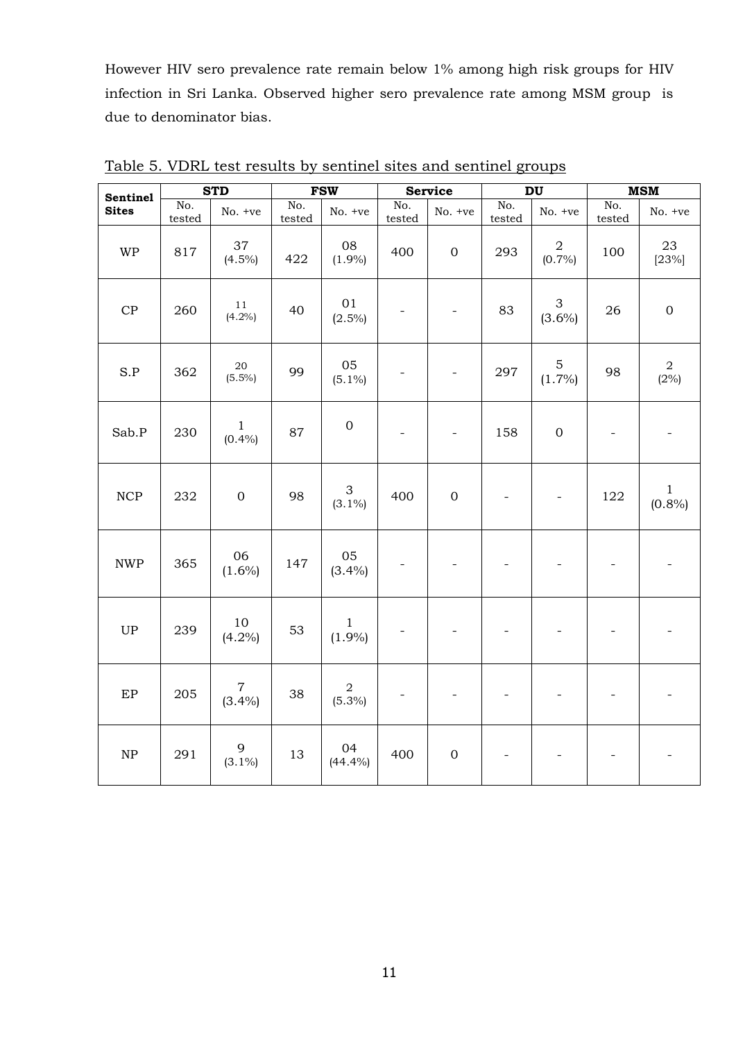However HIV sero prevalence rate remain below 1% among high risk groups for HIV infection in Sri Lanka. Observed higher sero prevalence rate among MSM group is due to denominator bias.

Table 5. VDRL test results by sentinel sites and sentinel groups

| Sentinel Sites | STD | | FSW | | Service | | DU | | MSM | |
|---|---|---|---|---|---|---|---|---|---|---|
| | No. tested | No. +ve | No. tested | No. +ve | No. tested | No. +ve | No. tested | No. +ve | No. tested | No. +ve |
| WP | 817 | 37 (4.5%) | 422 | 08 (1.9%) | 400 | 0 | 293 | 2 (0.7%) | 100 | 23 [23%] |
| CP | 260 | 11 (4.2%) | 40 | 01 (2.5%) | - | - | 83 | 3 (3.6%) | 26 | 0 |
| S.P | 362 | 20 (5.5%) | 99 | 05 (5.1%) | - | - | 297 | 5 (1.7%) | 98 | 2 (2%) |
| Sab.P | 230 | 1 (0.4%) | 87 | 0 | - | - | 158 | 0 | - | - |
| NCP | 232 | 0 | 98 | 3 (3.1%) | 400 | 0 | - | - | 122 | 1 (0.8%) |
| NWP | 365 | 06 (1.6%) | 147 | 05 (3.4%) | - | - | - | - | - | - |
| UP | 239 | 10 (4.2%) | 53 | 1 (1.9%) | - | - | - | - | - | - |
| EP | 205 | 7 (3.4%) | 38 | 2 (5.3%) | - | - | - | - | - | - |
| NP | 291 | 9 (3.1%) | 13 | 04 (44.4%) | 400 | 0 | - | - | - | - |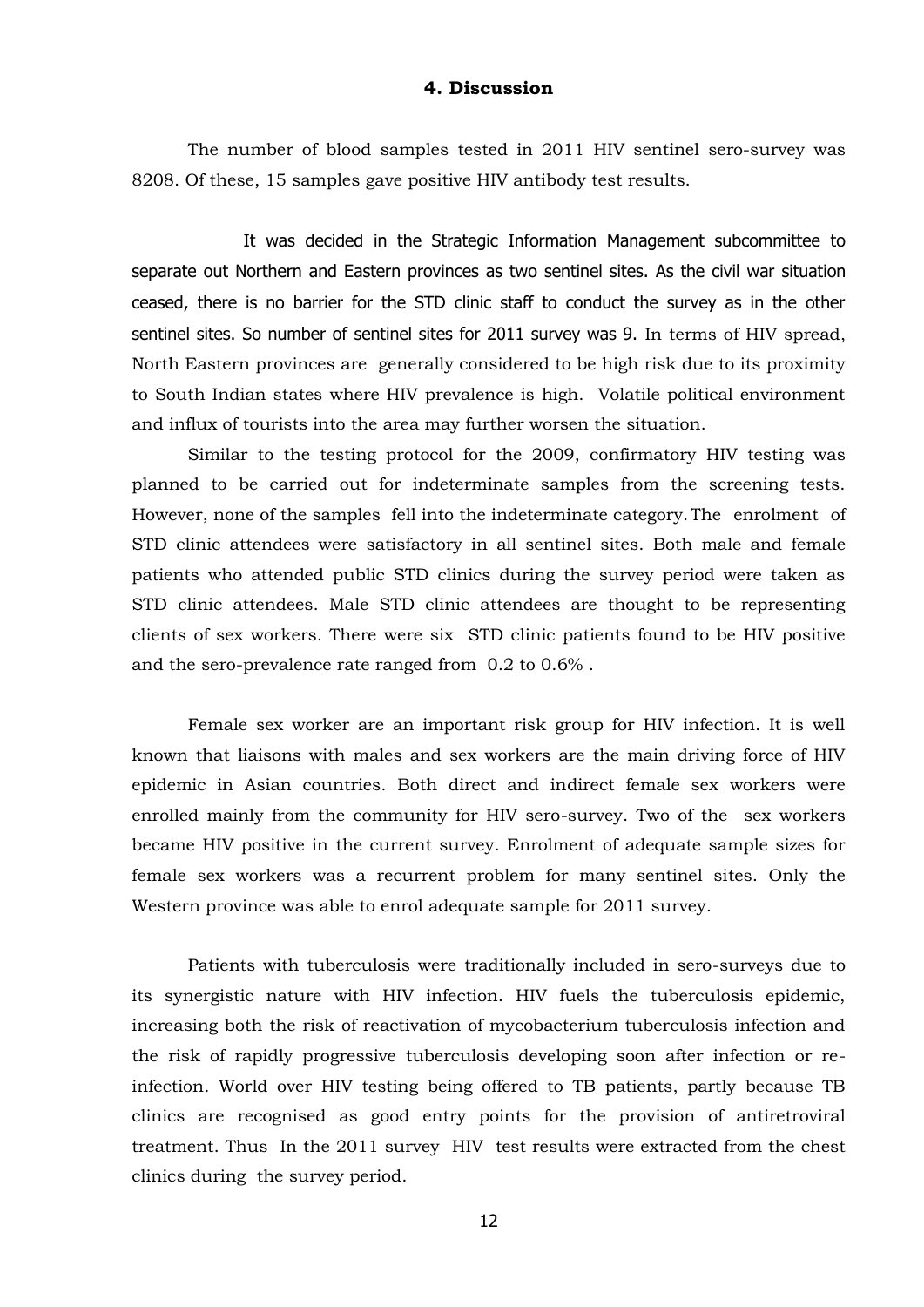# 4. Discussion

The number of blood samples tested in 2011 HIV sentinel sero-survey was 8208. Of these, 15 samples gave positive HIV antibody test results.

It was decided in the Strategic Information Management subcommittee to separate out Northern and Eastern provinces as two sentinel sites. As the civil war situation ceased, there is no barrier for the STD clinic staff to conduct the survey as in the other sentinel sites. So number of sentinel sites for 2011 survey was 9. In terms of HIV spread, North Eastern provinces are generally considered to be high risk due to its proximity to South Indian states where HIV prevalence is high. Volatile political environment and influx of tourists into the area may further worsen the situation.

Similar to the testing protocol for the 2009, confirmatory HIV testing was planned to be carried out for indeterminate samples from the screening tests. However, none of the samples fell into the indeterminate category. The enrolment of STD clinic attendees were satisfactory in all sentinel sites. Both male and female patients who attended public STD clinics during the survey period were taken as STD clinic attendees. Male STD clinic attendees are thought to be representing clients of sex workers. There were six STD clinic patients found to be HIV positive and the sero-prevalence rate ranged from 0.2 to 0.6% .

Female sex worker are an important risk group for HIV infection. It is well known that liaisons with males and sex workers are the main driving force of HIV epidemic in Asian countries. Both direct and indirect female sex workers were enrolled mainly from the community for HIV sero-survey. Two of the sex workers became HIV positive in the current survey. Enrolment of adequate sample sizes for female sex workers was a recurrent problem for many sentinel sites. Only the Western province was able to enrol adequate sample for 2011 survey.

Patients with tuberculosis were traditionally included in sero-surveys due to its synergistic nature with HIV infection. HIV fuels the tuberculosis epidemic, increasing both the risk of reactivation of mycobacterium tuberculosis infection and the risk of rapidly progressive tuberculosis developing soon after infection or re-infection. World over HIV testing being offered to TB patients, partly because TB clinics are recognised as good entry points for the provision of antiretroviral treatment. Thus In the 2011 survey HIV test results were extracted from the chest clinics during the survey period.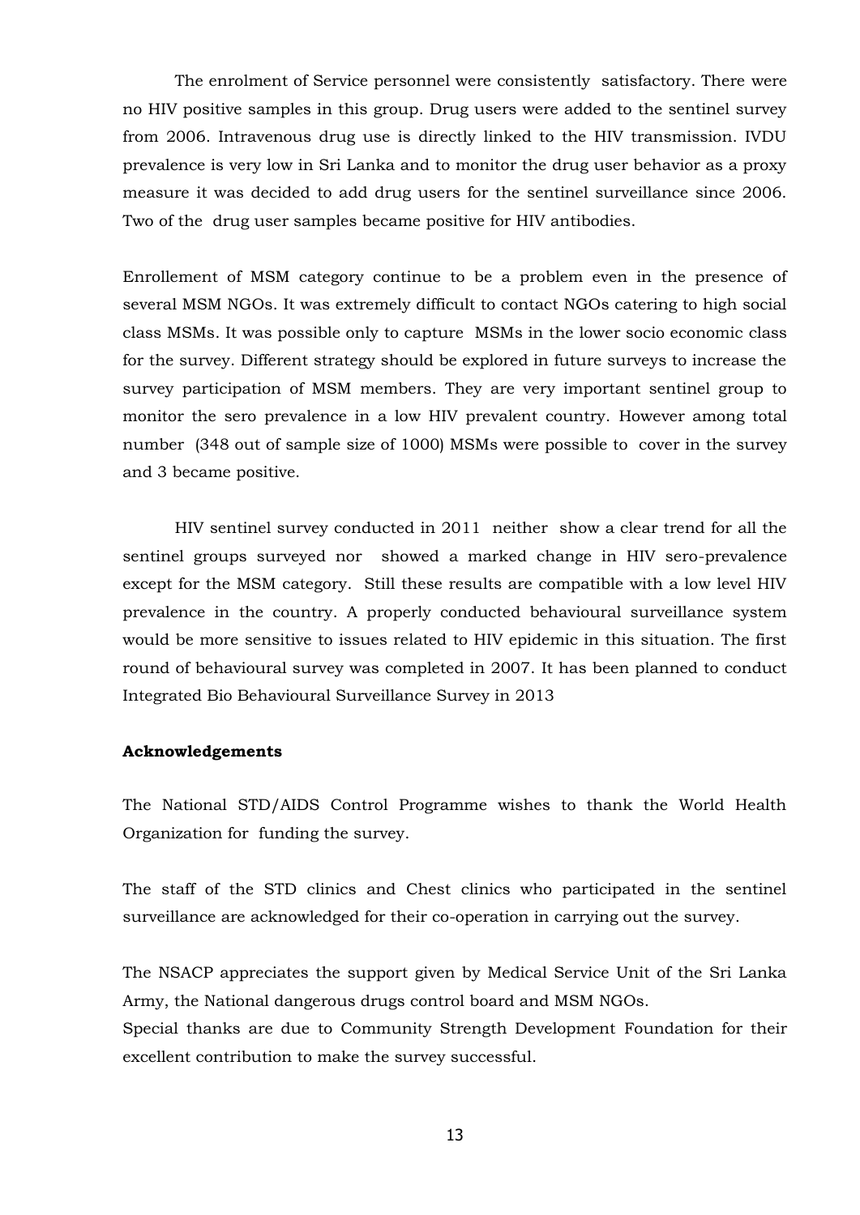The enrolment of Service personnel were consistently satisfactory. There were no HIV positive samples in this group. Drug users were added to the sentinel survey from 2006. Intravenous drug use is directly linked to the HIV transmission. IVDU prevalence is very low in Sri Lanka and to monitor the drug user behavior as a proxy measure it was decided to add drug users for the sentinel surveillance since 2006. Two of the drug user samples became positive for HIV antibodies.

Enrollement of MSM category continue to be a problem even in the presence of several MSM NGOs. It was extremely difficult to contact NGOs catering to high social class MSMs. It was possible only to capture MSMs in the lower socio economic class for the survey. Different strategy should be explored in future surveys to increase the survey participation of MSM members. They are very important sentinel group to monitor the sero prevalence in a low HIV prevalent country. However among total number (348 out of sample size of 1000) MSMs were possible to cover in the survey and 3 became positive.

HIV sentinel survey conducted in 2011 neither show a clear trend for all the sentinel groups surveyed nor showed a marked change in HIV sero-prevalence except for the MSM category. Still these results are compatible with a low level HIV prevalence in the country. A properly conducted behavioural surveillance system would be more sensitive to issues related to HIV epidemic in this situation. The first round of behavioural survey was completed in 2007. It has been planned to conduct Integrated Bio Behavioural Surveillance Survey in 2013

**Acknowledgements**

The National STD/AIDS Control Programme wishes to thank the World Health Organization for funding the survey.

The staff of the STD clinics and Chest clinics who participated in the sentinel surveillance are acknowledged for their co-operation in carrying out the survey.

The NSACP appreciates the support given by Medical Service Unit of the Sri Lanka Army, the National dangerous drugs control board and MSM NGOs.
Special thanks are due to Community Strength Development Foundation for their excellent contribution to make the survey successful.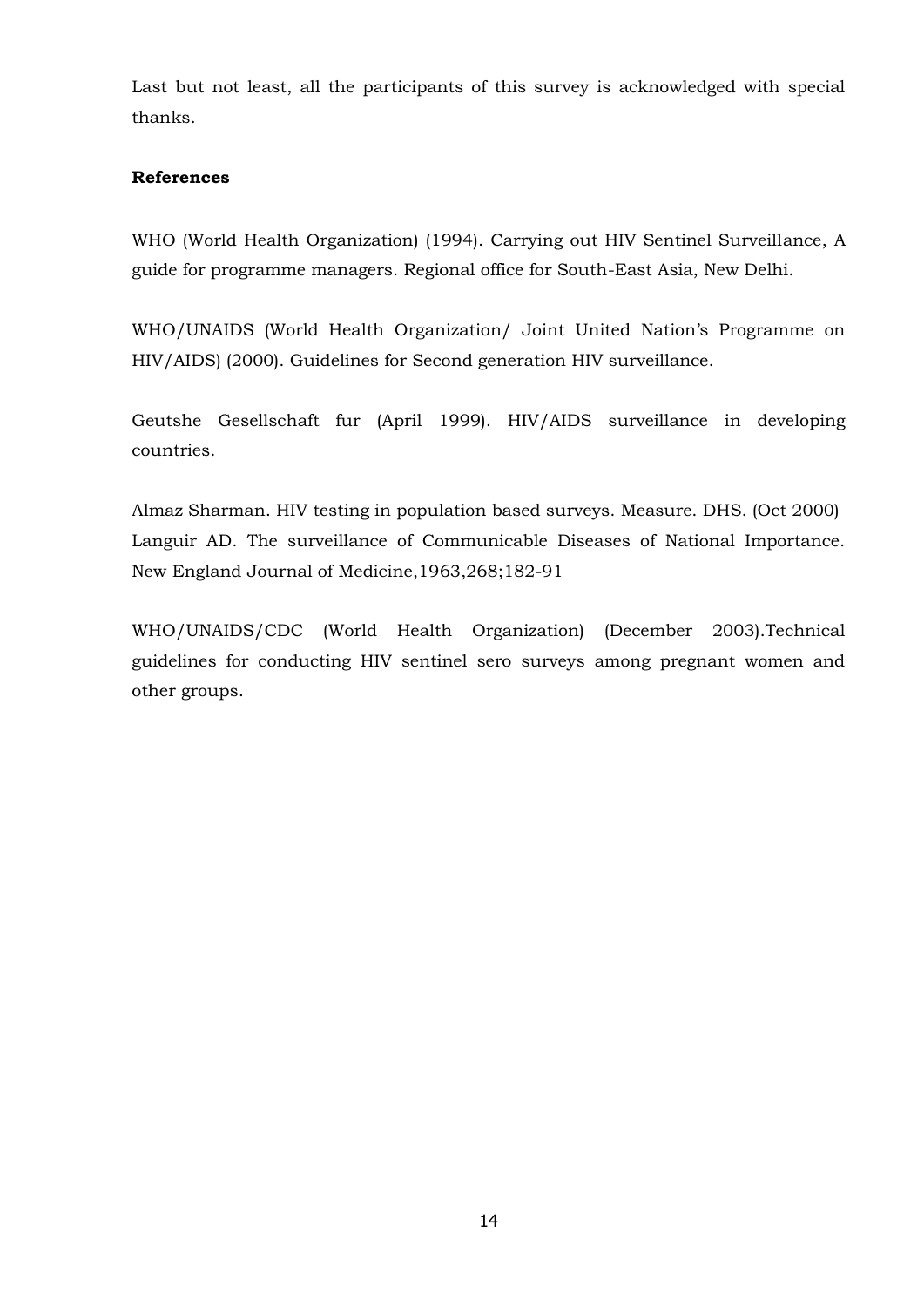Last but not least, all the participants of this survey is acknowledged with special thanks.

**References**

WHO (World Health Organization) (1994). Carrying out HIV Sentinel Surveillance, A guide for programme managers. Regional office for South-East Asia, New Delhi.

WHO/UNAIDS (World Health Organization/ Joint United Nation's Programme on HIV/AIDS) (2000). Guidelines for Second generation HIV surveillance.

Geutshe Gesellschaft fur (April 1999). HIV/AIDS surveillance in developing countries.

Almaz Sharman. HIV testing in population based surveys. Measure. DHS. (Oct 2000)
Languir AD. The surveillance of Communicable Diseases of National Importance. New England Journal of Medicine,1963,268;182-91

WHO/UNAIDS/CDC (World Health Organization) (December 2003).Technical guidelines for conducting HIV sentinel sero surveys among pregnant women and other groups.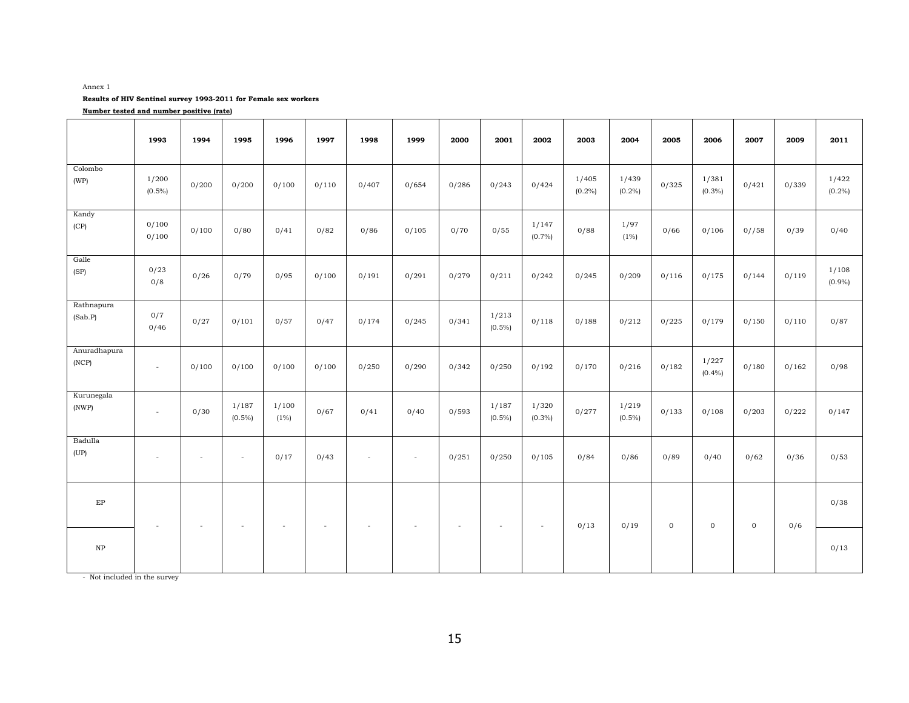Annex 1

**Results of HIV Sentinel survey 1993-2011 for Female sex workers**

**Number tested and number positive (rate)**

| | 1993 | 1994 | 1995 | 1996 | 1997 | 1998 | 1999 | 2000 | 2001 | 2002 | 2003 | 2004 | 2005 | 2006 | 2007 | 2009 | 2011 |
|---|---|---|---|---|---|---|---|---|---|---|---|---|---|---|---|---|---|
| Colombo (WP) | 1/200 (0.5%) | 0/200 | 0/200 | 0/100 | 0/110 | 0/407 | 0/654 | 0/286 | 0/243 | 0/424 | 1/405 (0.2%) | 1/439 (0.2%) | 0/325 | 1/381 (0.3%) | 0/421 | 0/339 | 1/422 (0.2%) |
| Kandy (CP) | 0/100 0/100 | 0/100 | 0/80 | 0/41 | 0/82 | 0/86 | 0/105 | 0/70 | 0/55 | 1/147 (0.7%) | 0/88 | 1/97 (1%) | 0/66 | 0/106 | 0//58 | 0/39 | 0/40 |
| Galle (SP) | 0/23 0/8 | 0/26 | 0/79 | 0/95 | 0/100 | 0/191 | 0/291 | 0/279 | 0/211 | 0/242 | 0/245 | 0/209 | 0/116 | 0/175 | 0/144 | 0/119 | 1/108 (0.9%) |
| Rathnapura (Sab.P) | 0/7 0/46 | 0/27 | 0/101 | 0/57 | 0/47 | 0/174 | 0/245 | 0/341 | 1/213 (0.5%) | 0/118 | 0/188 | 0/212 | 0/225 | 0/179 | 0/150 | 0/110 | 0/87 |
| Anuradhapura (NCP) | - | 0/100 | 0/100 | 0/100 | 0/100 | 0/250 | 0/290 | 0/342 | 0/250 | 0/192 | 0/170 | 0/216 | 0/182 | 1/227 (0.4%) | 0/180 | 0/162 | 0/98 |
| Kurunegala (NWP) | - | 0/30 | 1/187 (0.5%) | 1/100 (1%) | 0/67 | 0/41 | 0/40 | 0/593 | 1/187 (0.5%) | 1/320 (0.3%) | 0/277 | 1/219 (0.5%) | 0/133 | 0/108 | 0/203 | 0/222 | 0/147 |
| Badulla (UP) | - | - | - | 0/17 | 0/43 | - | - | 0/251 | 0/250 | 0/105 | 0/84 | 0/86 | 0/89 | 0/40 | 0/62 | 0/36 | 0/53 |
| EP | - | - | - | - | - | - | - | - | - | - | 0/13 | 0/19 | 0 | 0 | 0 | 0/6 | 0/38 |
| NP | | | | | | | | | | | | | | | | | 0/13 |

- Not included in the survey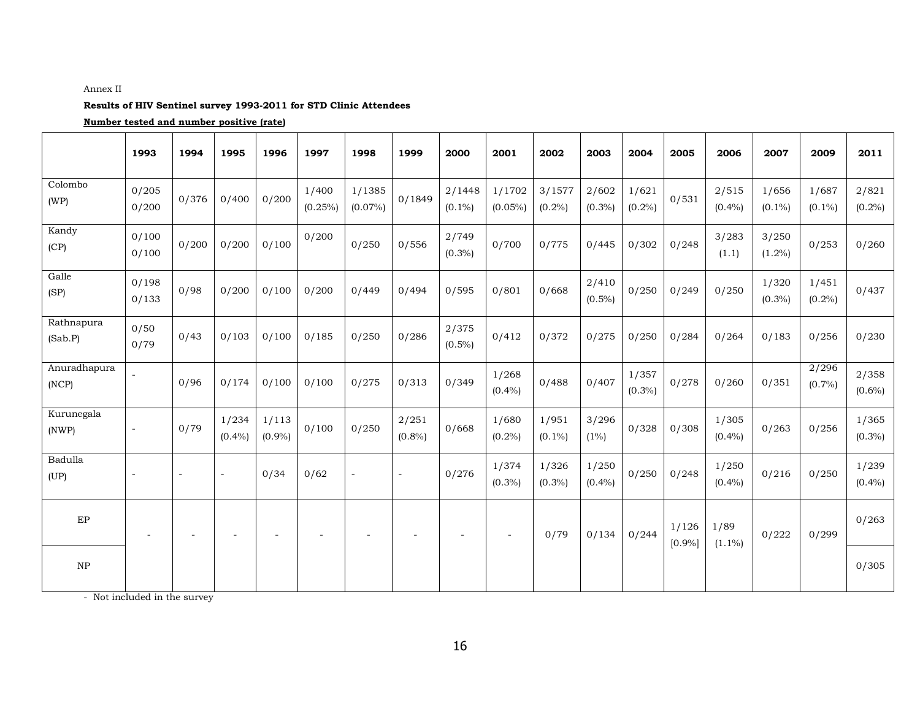Annex II

**Results of HIV Sentinel survey 1993-2011 for STD Clinic Attendees**

**Number tested and number positive (rate)**

| | 1993 | 1994 | 1995 | 1996 | 1997 | 1998 | 1999 | 2000 | 2001 | 2002 | 2003 | 2004 | 2005 | 2006 | 2007 | 2009 | 2011 |
|---|---|---|---|---|---|---|---|---|---|---|---|---|---|---|---|---|---|
| Colombo (WP) | 0/205 0/200 | 0/376 | 0/400 | 0/200 | 1/400 (0.25%) | 1/1385 (0.07%) | 0/1849 | 2/1448 (0.1%) | 1/1702 (0.05%) | 3/1577 (0.2%) | 2/602 (0.3%) | 1/621 (0.2%) | 0/531 | 2/515 (0.4%) | 1/656 (0.1%) | 1/687 (0.1%) | 2/821 (0.2%) |
| Kandy (CP) | 0/100 0/100 | 0/200 | 0/200 | 0/100 | 0/200 | 0/250 | 0/556 | 2/749 (0.3%) | 0/700 | 0/775 | 0/445 | 0/302 | 0/248 | 3/283 (1.1) | 3/250 (1.2%) | 0/253 | 0/260 |
| Galle (SP) | 0/198 0/133 | 0/98 | 0/200 | 0/100 | 0/200 | 0/449 | 0/494 | 0/595 | 0/801 | 0/668 | 2/410 (0.5%) | 0/250 | 0/249 | 0/250 | 1/320 (0.3%) | 1/451 (0.2%) | 0/437 |
| Rathnapura (Sab.P) | 0/50 0/79 | 0/43 | 0/103 | 0/100 | 0/185 | 0/250 | 0/286 | 2/375 (0.5%) | 0/412 | 0/372 | 0/275 | 0/250 | 0/284 | 0/264 | 0/183 | 0/256 | 0/230 |
| Anuradhapura (NCP) | - | 0/96 | 0/174 | 0/100 | 0/100 | 0/275 | 0/313 | 0/349 | 1/268 (0.4%) | 0/488 | 0/407 | 1/357 (0.3%) | 0/278 | 0/260 | 0/351 | 2/296 (0.7%) | 2/358 (0.6%) |
| Kurunegala (NWP) | - | 0/79 | 1/234 (0.4%) | 1/113 (0.9%) | 0/100 | 0/250 | 2/251 (0.8%) | 0/668 | 1/680 (0.2%) | 1/951 (0.1%) | 3/296 (1%) | 0/328 | 0/308 | 1/305 (0.4%) | 0/263 | 0/256 | 1/365 (0.3%) |
| Badulla (UP) | - | - | - | 0/34 | 0/62 | - | - | 0/276 | 1/374 (0.3%) | 1/326 (0.3%) | 1/250 (0.4%) | 0/250 | 0/248 | 1/250 (0.4%) | 0/216 | 0/250 | 1/239 (0.4%) |
| EP | - | - | - | - | - | - | - | - | - | 0/79 | 0/134 | 0/244 | 1/126 [0.9%] | 1/89 (1.1%) | 0/222 | 0/299 | 0/263 |
| NP | | | | | | | | | | | | | | | | | 0/305 |

- Not included in the survey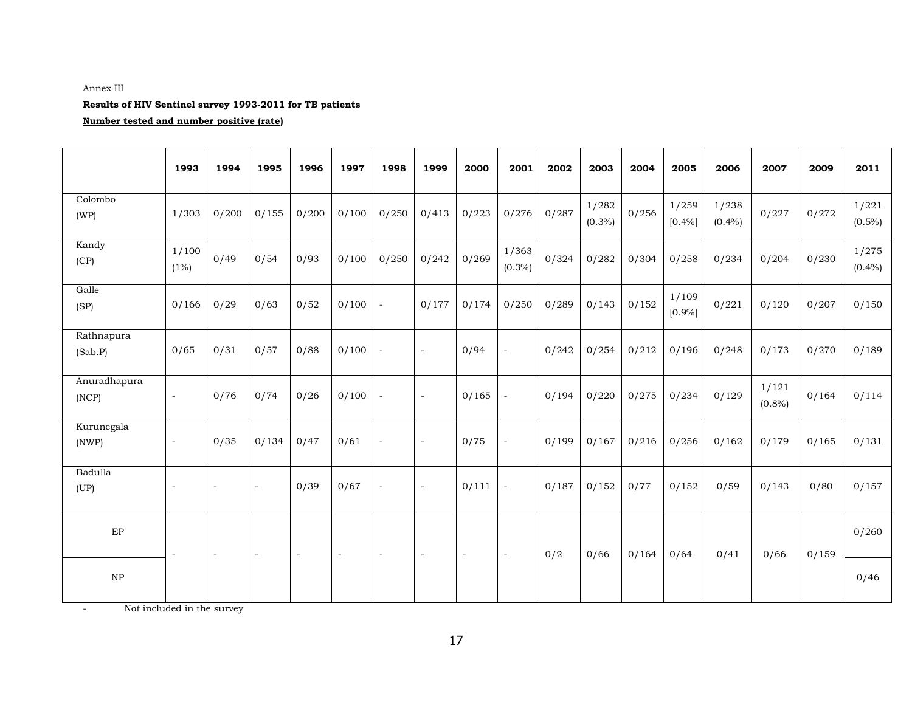Annex III

**Results of HIV Sentinel survey 1993-2011 for TB patients**

**Number tested and number positive (rate)**

| | 1993 | 1994 | 1995 | 1996 | 1997 | 1998 | 1999 | 2000 | 2001 | 2002 | 2003 | 2004 | 2005 | 2006 | 2007 | 2009 | 2011 |
|---|---|---|---|---|---|---|---|---|---|---|---|---|---|---|---|---|---|
| Colombo (WP) | 1/303 | 0/200 | 0/155 | 0/200 | 0/100 | 0/250 | 0/413 | 0/223 | 0/276 | 0/287 | 1/282 (0.3%) | 0/256 | 1/259 [0.4%] | 1/238 (0.4%) | 0/227 | 0/272 | 1/221 (0.5%) |
| Kandy (CP) | 1/100 (1%) | 0/49 | 0/54 | 0/93 | 0/100 | 0/250 | 0/242 | 0/269 | 1/363 (0.3%) | 0/324 | 0/282 | 0/304 | 0/258 | 0/234 | 0/204 | 0/230 | 1/275 (0.4%) |
| Galle (SP) | 0/166 | 0/29 | 0/63 | 0/52 | 0/100 | - | 0/177 | 0/174 | 0/250 | 0/289 | 0/143 | 0/152 | 1/109 [0.9%] | 0/221 | 0/120 | 0/207 | 0/150 |
| Rathnapura (Sab.P) | 0/65 | 0/31 | 0/57 | 0/88 | 0/100 | - | - | 0/94 | - | 0/242 | 0/254 | 0/212 | 0/196 | 0/248 | 0/173 | 0/270 | 0/189 |
| Anuradhapura (NCP) | - | 0/76 | 0/74 | 0/26 | 0/100 | - | - | 0/165 | - | 0/194 | 0/220 | 0/275 | 0/234 | 0/129 | 1/121 (0.8%) | 0/164 | 0/114 |
| Kurunegala (NWP) | - | 0/35 | 0/134 | 0/47 | 0/61 | - | - | 0/75 | - | 0/199 | 0/167 | 0/216 | 0/256 | 0/162 | 0/179 | 0/165 | 0/131 |
| Badulla (UP) | - | - | - | 0/39 | 0/67 | - | - | 0/111 | - | 0/187 | 0/152 | 0/77 | 0/152 | 0/59 | 0/143 | 0/80 | 0/157 |
| EP | - | - | - | - | - | - | - | - | - | 0/2 | 0/66 | 0/164 | 0/64 | 0/41 | 0/66 | 0/159 | 0/260 |
| NP | | | | | | | | | | | | | | | | | 0/46 |

\- Not included in the survey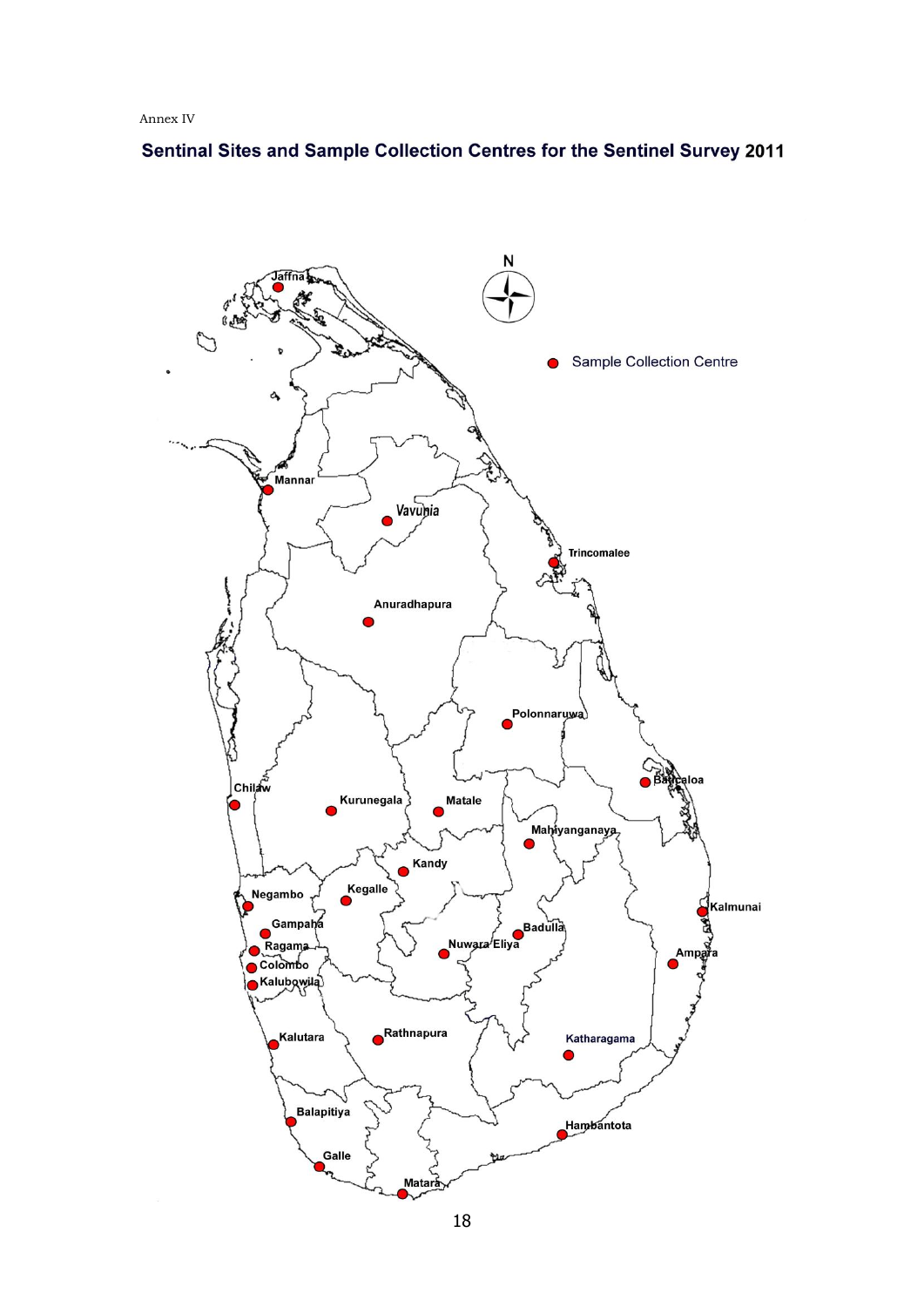Annex IV

# Sentinal Sites and Sample Collection Centres for the Sentinel Survey 2011

N

Sample Collection Centre

Jaffna

Mannar

Vavunia

Trincomalee

Anuradhapura

Polonnaruwa

Batticaloa

Chilaw

Kurunegala

Matale

Mahiyanganaya

Kandy

Negambo

Kegalle

Kalmunai

Gampaha

Badulla

Ragama

Nuwara Eliya

Ampara

Colombo

Kalubowila

Kalutara

Rathnapura

Katharagama

Balapitiya

Hambantota

Galle

Matara